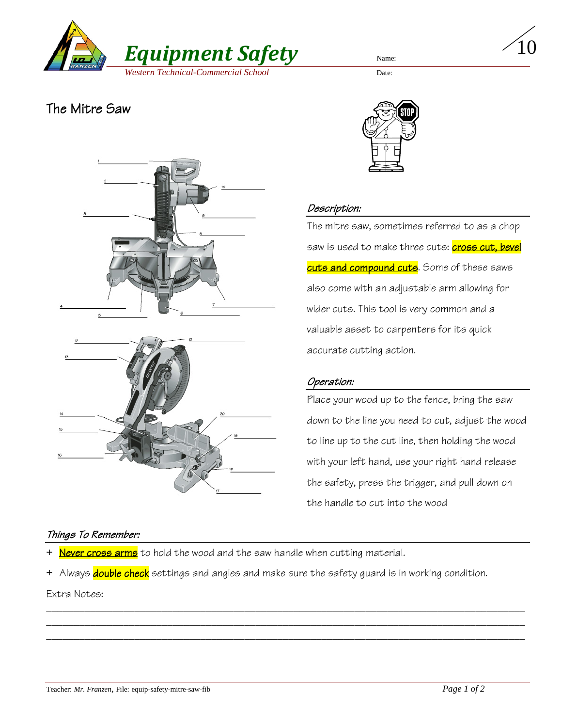# Equipment Safety

*Western Technical-Commercial School*

Name:

Date:

/10

## The Mitre Saw

1 ____________
2 ____________
3 ____________
4 ____________
5 ____________
6 ____________
7 ____________
8 ____________
9 ____________
10 ____________
12 ____________
13 ____________
14 ____________
15 ____________
16 ____________
17 ____________
18 ____________
19 ____________
20 ____________
21 ____________

### *Description:*

The mitre saw, sometimes referred to as a chop saw is used to make three cuts: **cross cut, bevel cuts and compound cuts**. Some of these saws also come with an adjustable arm allowing for wider cuts. This tool is very common and a valuable asset to carpenters for its quick accurate cutting action.

### *Operation:*

Place your wood up to the fence, bring the saw down to the line you need to cut, adjust the wood to line up to the cut line, then holding the wood with your left hand, use your right hand release the safety, press the trigger, and pull down on the handle to cut into the wood

### *Things To Remember:*

+ **Never cross arms** to hold the wood and the saw handle when cutting material.
+ Always **double check** settings and angles and make sure the safety guard is in working condition.

Extra Notes:

_______________________________________________________________________________

_______________________________________________________________________________

_______________________________________________________________________________

Teacher: *Mr. Franzen*, File: equip-safety-mitre-saw-fib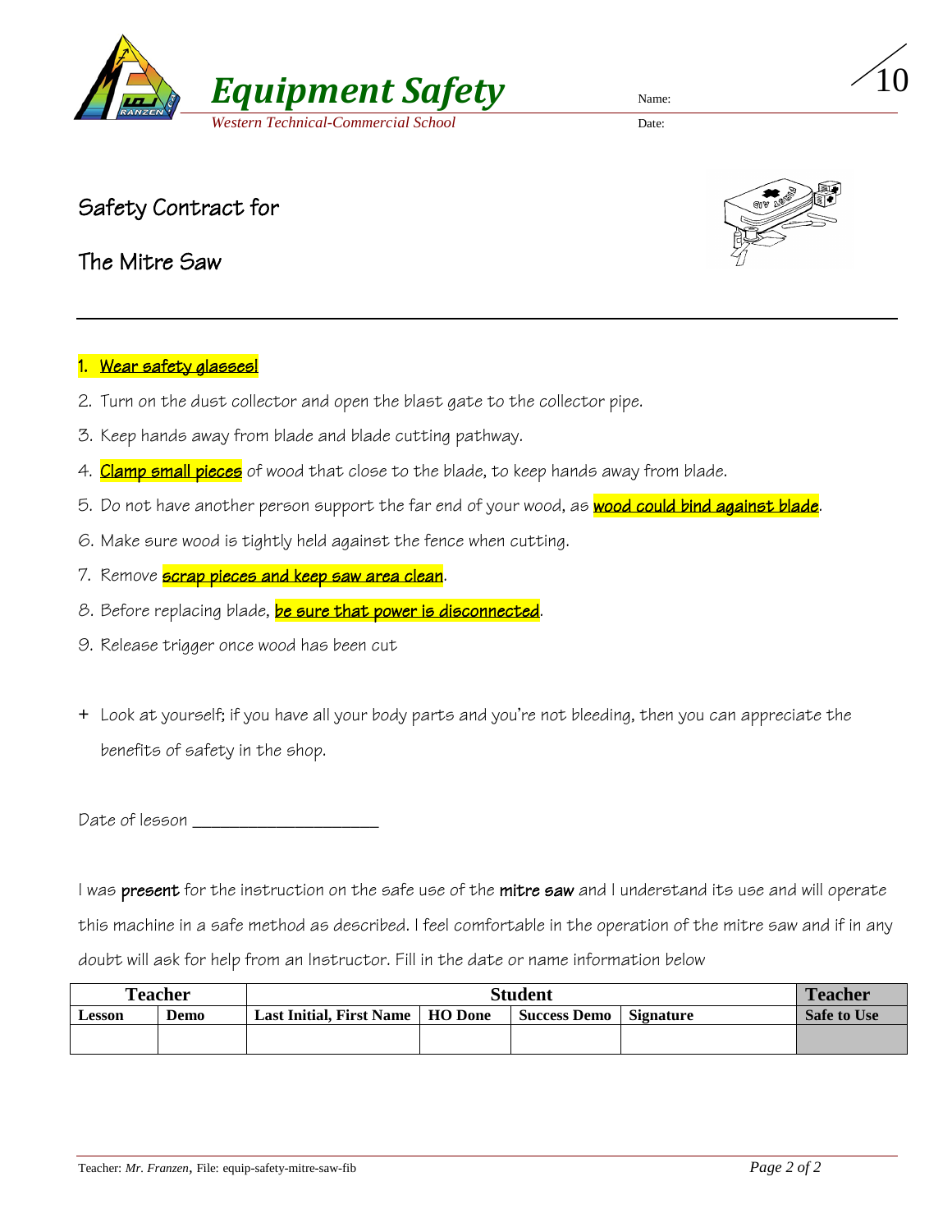# Equipment Safety

*Western Technical-Commercial School*

Name:

Date:

/10

## Safety Contract for

## The Mitre Saw

1. **Wear safety glasses!**
2. Turn on the dust collector and open the blast gate to the collector pipe.
3. Keep hands away from blade and blade cutting pathway.
4. **Clamp small pieces** of wood that close to the blade, to keep hands away from blade.
5. Do not have another person support the far end of your wood, as **wood could bind against blade**.
6. Make sure wood is tightly held against the fence when cutting.
7. Remove **scrap pieces and keep saw area clean**.
8. Before replacing blade, **be sure that power is disconnected**.
9. Release trigger once wood has been cut

+ Look at yourself; if you have all your body parts and you're not bleeding, then you can appreciate the benefits of safety in the shop.

Date of lesson ____________________

I was **present** for the instruction on the safe use of the **mitre saw** and I understand its use and will operate this machine in a safe method as described. I feel comfortable in the operation of the mitre saw and if in any doubt will ask for help from an Instructor. Fill in the date or name information below

| Teacher | | Student | | | | Teacher |
|---|---|---|---|---|---|---|
| Lesson | Demo | Last Initial, First Name | HO Done | Success Demo | Signature | Safe to Use |
| | | | | | | |

Teacher: *Mr. Franzen*, File: equip-safety-mitre-saw-fib